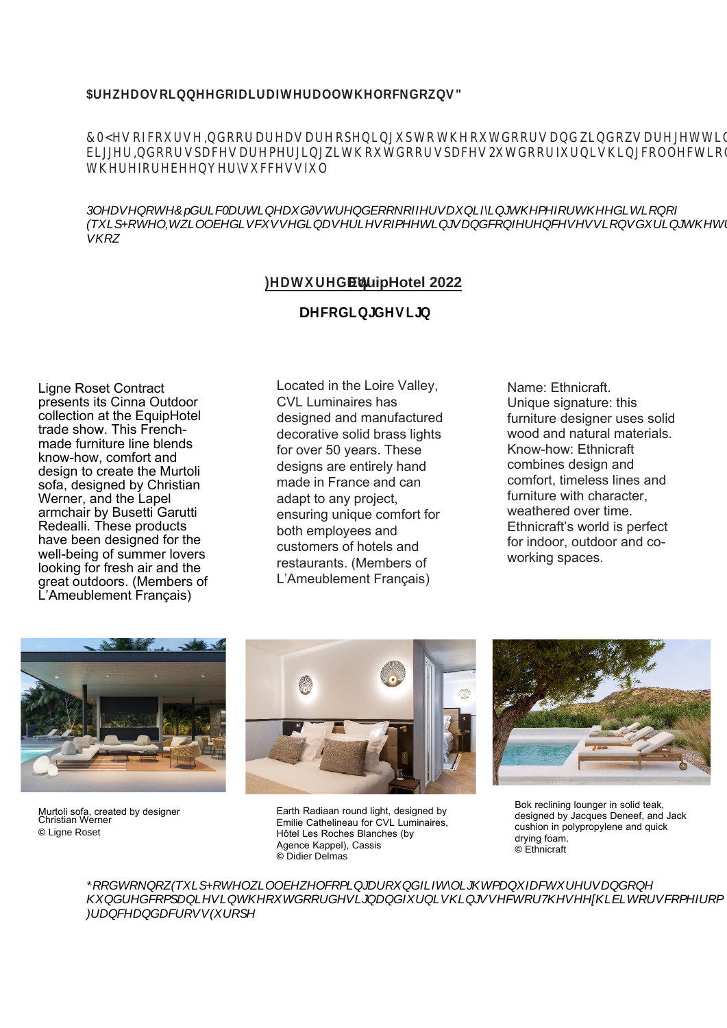**Are we also in need of air after all the lockdowns?**

CMY: Yes, of course. Indoor areas are opening up to the outdoors and windows are getting bigger. Indoors spaces are merging with outdoors spaces. Outdoor furnishing collections have therefore been very successful.

*Please note: Cédric Martin, head's trendbook offers a unifying theme for the edition of EquipHotel. It will be discussed in a series of meetings and conference sessions during the trade show.*

## Featured at EquipHotel 2022

### Decoding design

Ligne Roset Contract presents its Cinna Outdoor collection at the EquipHotel trade show. This French-made furniture line blends know-how, comfort and design to create the Murtoli sofa, designed by Christian Werner, and the Lapel armchair by Busetti Garutti Redealli. These products have been designed for the well-being of summer lovers looking for fresh air and the great outdoors. (Members of L'Ameublement Français)

Located in the Loire Valley, CVL Luminaires has designed and manufactured decorative solid brass lights for over 50 years. These designs are entirely hand made in France and can adapt to any project, ensuring unique comfort for both employees and customers of hotels and restaurants. (Members of L'Ameublement Français)

Name: Ethnicraft.
Unique signature: this furniture designer uses solid wood and natural materials.
Know-how: Ethnicraft combines design and comfort, timeless lines and furniture with character, weathered over time.
Ethnicraft's world is perfect for indoor, outdoor and co-working spaces.

Murtoli sofa, created by designer Christian Werner
© Ligne Roset

Earth Radiaan round light, designed by Emilie Cathelineau for CVL Luminaires, Hôtel Les Roches Blanches (by Agence Kappel), Cassis
© Didier Delmas

Bok reclining lounger in solid teak, designed by Jacques Deneef, and Jack cushion in polypropylene and quick drying foam.
© Ethnicraft

*Good to know: EquipHotel will be welcoming around fifty light manufacturers and one hundred companies in the outdoor design and furnishing sector. These exhibitors come from France and across Europe.*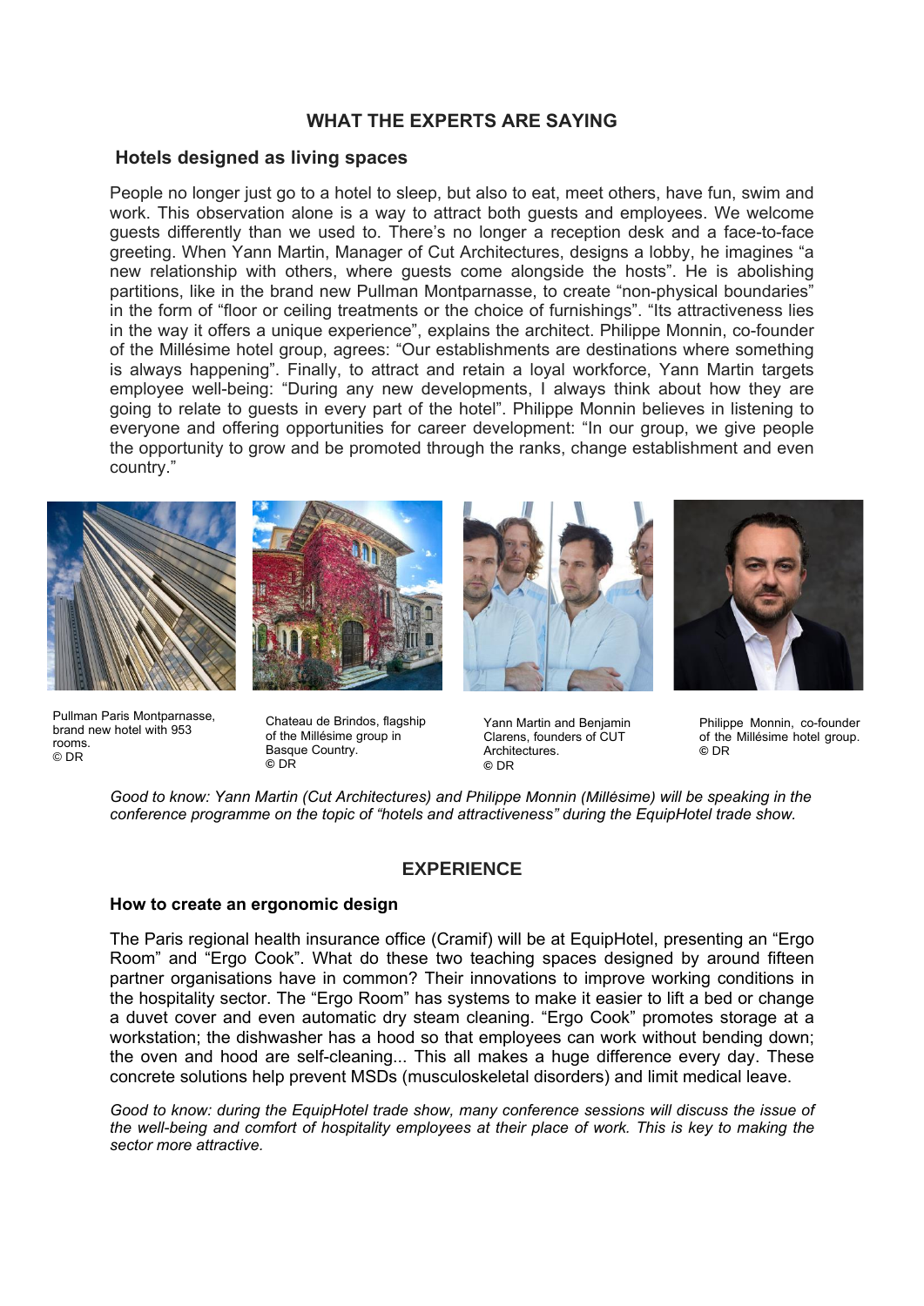## WHAT THE EXPERTS ARE SAYING

### Hotels designed as living spaces

People no longer just go to a hotel to sleep, but also to eat, meet others, have fun, swim and work. This observation alone is a way to attract both guests and employees. We welcome guests differently than we used to. There's no longer a reception desk and a face-to-face greeting. When Yann Martin, Manager of Cut Architectures, designs a lobby, he imagines "a new relationship with others, where guests come alongside the hosts". He is abolishing partitions, like in the brand new Pullman Montparnasse, to create "non-physical boundaries" in the form of "floor or ceiling treatments or the choice of furnishings". "Its attractiveness lies in the way it offers a unique experience", explains the architect. Philippe Monnin, co-founder of the Millésime hotel group, agrees: "Our establishments are destinations where something is always happening". Finally, to attract and retain a loyal workforce, Yann Martin targets employee well-being: "During any new developments, I always think about how they are going to relate to guests in every part of the hotel". Philippe Monnin believes in listening to everyone and offering opportunities for career development: "In our group, we give people the opportunity to grow and be promoted through the ranks, change establishment and even country."

Pullman Paris Montparnasse, brand new hotel with 953 rooms.
© DR

Chateau de Brindos, flagship of the Millésime group in Basque Country.
© DR

Yann Martin and Benjamin Clarens, founders of CUT Architectures.
© DR

Philippe Monnin, co-founder of the Millésime hotel group.
© DR

*Good to know: Yann Martin (Cut Architectures) and Philippe Monnin (Millésime) will be speaking in the conference programme on the topic of "hotels and attractiveness" during the EquipHotel trade show.*

## EXPERIENCE

### How to create an ergonomic design

The Paris regional health insurance office (Cramif) will be at EquipHotel, presenting an "Ergo Room" and "Ergo Cook". What do these two teaching spaces designed by around fifteen partner organisations have in common? Their innovations to improve working conditions in the hospitality sector. The "Ergo Room" has systems to make it easier to lift a bed or change a duvet cover and even automatic dry steam cleaning. "Ergo Cook" promotes storage at a workstation; the dishwasher has a hood so that employees can work without bending down; the oven and hood are self-cleaning... This all makes a huge difference every day. These concrete solutions help prevent MSDs (musculoskeletal disorders) and limit medical leave.

*Good to know: during the EquipHotel trade show, many conference sessions will discuss the issue of the well-being and comfort of hospitality employees at their place of work. This is key to making the sector more attractive.*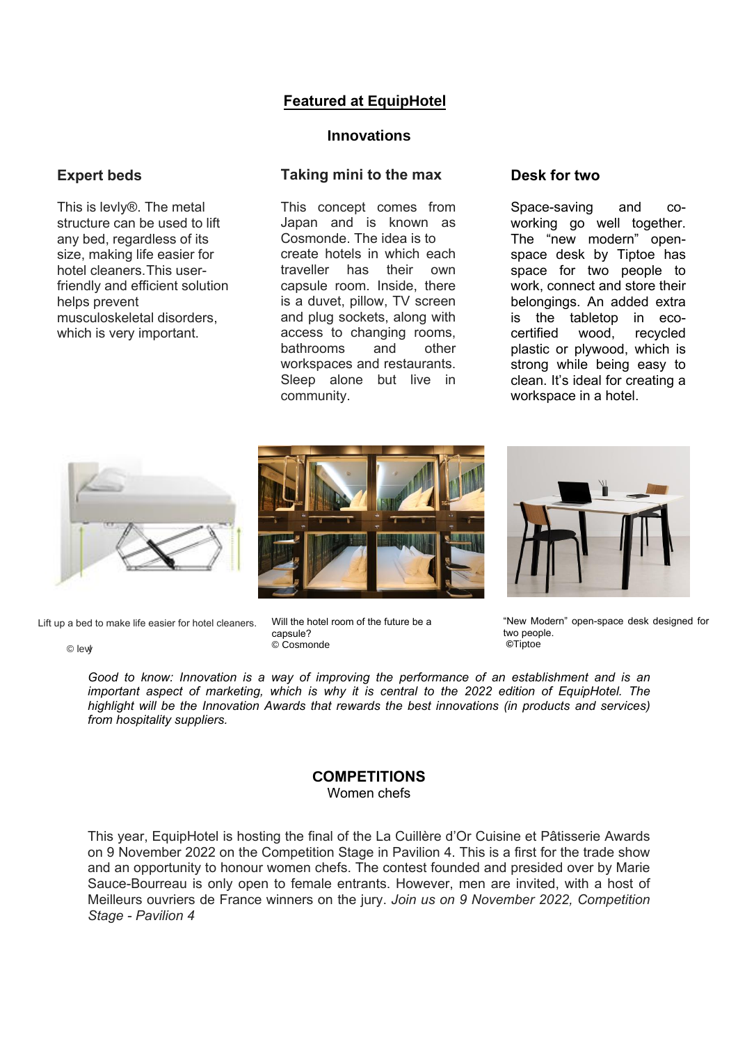## Featured at EquipHotel

### Innovations

### Expert beds

This is levly®. The metal structure can be used to lift any bed, regardless of its size, making life easier for hotel cleaners.This user-friendly and efficient solution helps prevent musculoskeletal disorders, which is very important.

### Taking mini to the max

This concept comes from Japan and is known as Cosmonde. The idea is to create hotels in which each traveller has their own capsule room. Inside, there is a duvet, pillow, TV screen and plug sockets, along with access to changing rooms, bathrooms and other workspaces and restaurants. Sleep alone but live in community.

### Desk for two

Space-saving and co-working go well together. The “new modern” open-space desk by Tiptoe has space for two people to work, connect and store their belongings. An added extra is the tabletop in eco-certified wood, recycled plastic or plywood, which is strong while being easy to clean. It’s ideal for creating a workspace in a hotel.

Lift up a bed to make life easier for hotel cleaners.

© levly

Will the hotel room of the future be a capsule?
© Cosmonde

“New Modern” open-space desk designed for two people.
©Tiptoe

*Good to know: Innovation is a way of improving the performance of an establishment and is an important aspect of marketing, which is why it is central to the 2022 edition of EquipHotel. The highlight will be the Innovation Awards that rewards the best innovations (in products and services) from hospitality suppliers.*

### COMPETITIONS

Women chefs

This year, EquipHotel is hosting the final of the La Cuillère d’Or Cuisine et Pâtisserie Awards on 9 November 2022 on the Competition Stage in Pavilion 4. This is a first for the trade show and an opportunity to honour women chefs. The contest founded and presided over by Marie Sauce-Bourreau is only open to female entrants. However, men are invited, with a host of Meilleurs ouvriers de France winners on the jury. *Join us on 9 November 2022, Competition Stage - Pavilion 4*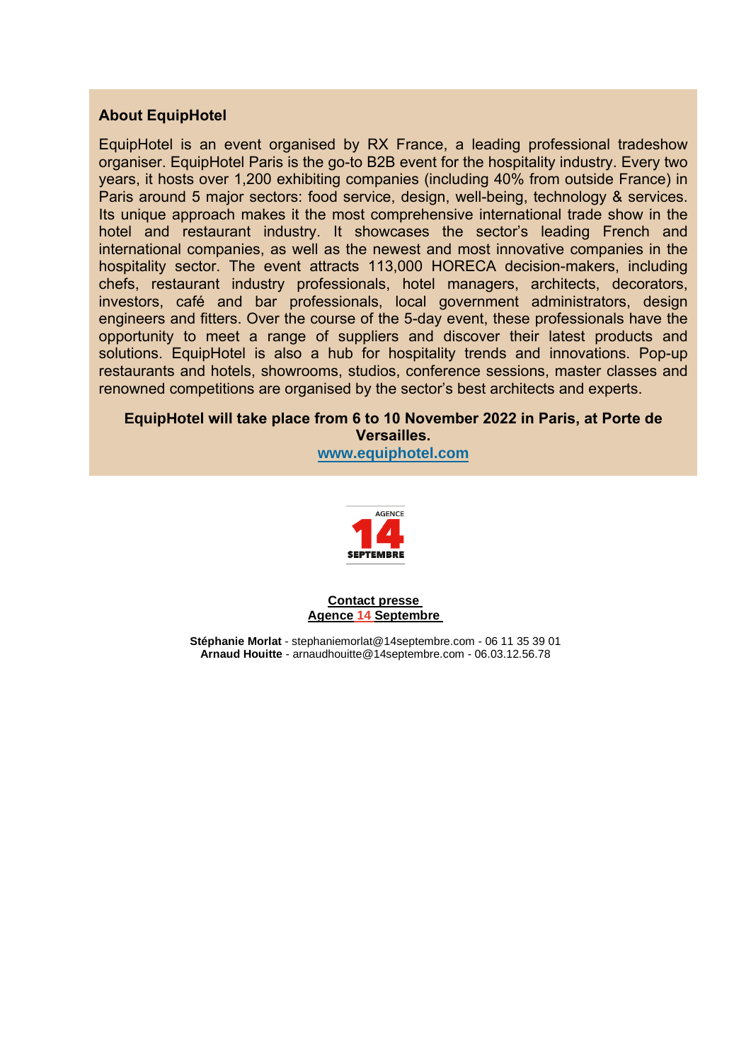### About EquipHotel

EquipHotel is an event organised by RX France, a leading professional tradeshow organiser. EquipHotel Paris is the go-to B2B event for the hospitality industry. Every two years, it hosts over 1,200 exhibiting companies (including 40% from outside France) in Paris around 5 major sectors: food service, design, well-being, technology & services. Its unique approach makes it the most comprehensive international trade show in the hotel and restaurant industry. It showcases the sector's leading French and international companies, as well as the newest and most innovative companies in the hospitality sector. The event attracts 113,000 HORECA decision-makers, including chefs, restaurant industry professionals, hotel managers, architects, decorators, investors, café and bar professionals, local government administrators, design engineers and fitters. Over the course of the 5-day event, these professionals have the opportunity to meet a range of suppliers and discover their latest products and solutions. EquipHotel is also a hub for hospitality trends and innovations. Pop-up restaurants and hotels, showrooms, studios, conference sessions, master classes and renowned competitions are organised by the sector's best architects and experts.

**EquipHotel will take place from 6 to 10 November 2022 in Paris, at Porte de Versailles.**

**www.equiphotel.com**

AGENCE 14 SEPTEMBRE

**Contact presse**
**Agence 14 Septembre**

**Stéphanie Morlat** - stephaniemorlat@14septembre.com - 06 11 35 39 01
**Arnaud Houitte** - arnaudhouitte@14septembre.com - 06.03.12.56.78